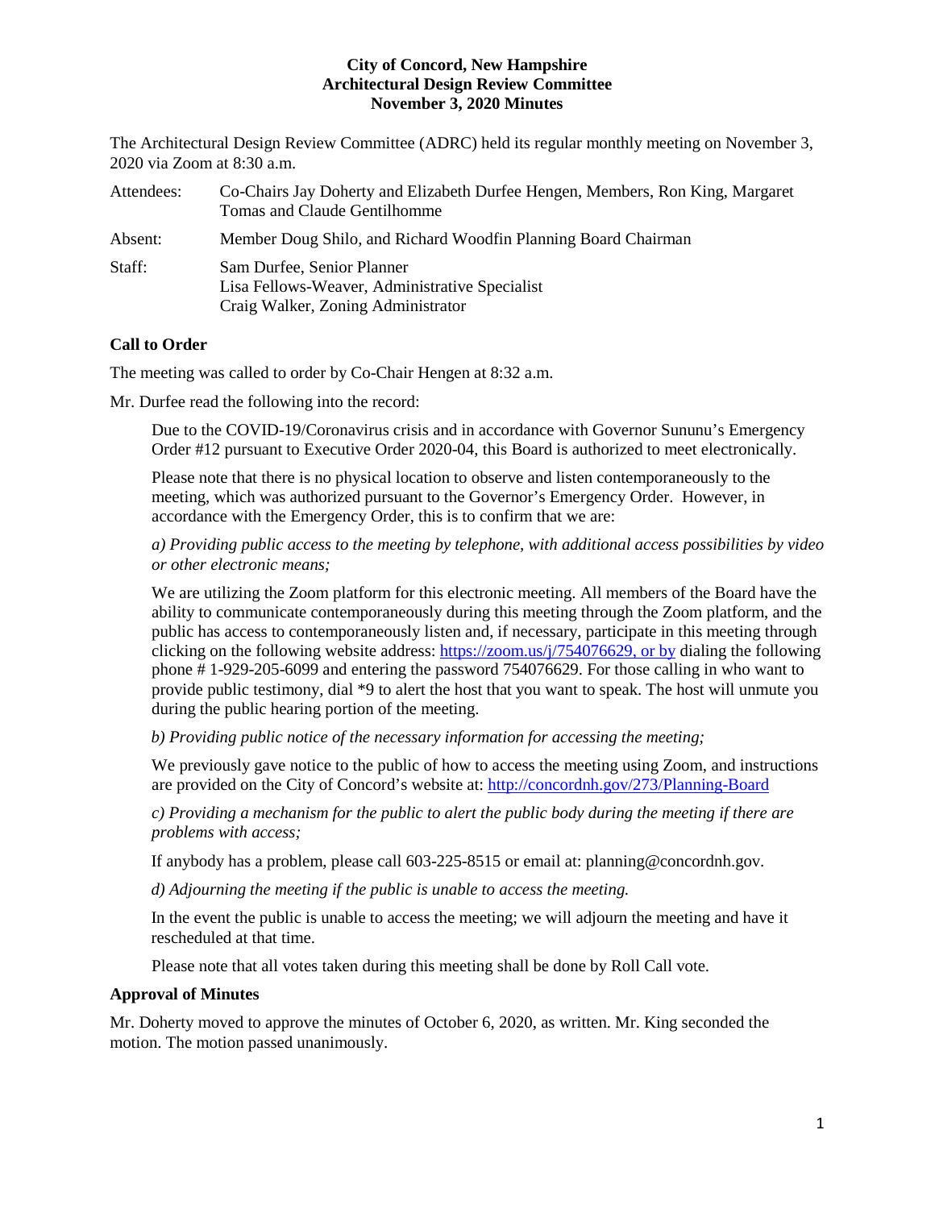**City of Concord, New Hampshire**
**Architectural Design Review Committee**
**November 3, 2020 Minutes**

The Architectural Design Review Committee (ADRC) held its regular monthly meeting on November 3, 2020 via Zoom at 8:30 a.m.

| | |
|---|---|
| Attendees: | Co-Chairs Jay Doherty and Elizabeth Durfee Hengen, Members, Ron King, Margaret Tomas and Claude Gentilhomme |
| Absent: | Member Doug Shilo, and Richard Woodfin Planning Board Chairman |
| Staff: | Sam Durfee, Senior Planner<br>Lisa Fellows-Weaver, Administrative Specialist<br>Craig Walker, Zoning Administrator |

## Call to Order

The meeting was called to order by Co-Chair Hengen at 8:32 a.m.

Mr. Durfee read the following into the record:

> Due to the COVID-19/Coronavirus crisis and in accordance with Governor Sununu's Emergency Order #12 pursuant to Executive Order 2020-04, this Board is authorized to meet electronically.
>
> Please note that there is no physical location to observe and listen contemporaneously to the meeting, which was authorized pursuant to the Governor's Emergency Order. However, in accordance with the Emergency Order, this is to confirm that we are:
>
> *a) Providing public access to the meeting by telephone, with additional access possibilities by video or other electronic means;*
>
> We are utilizing the Zoom platform for this electronic meeting. All members of the Board have the ability to communicate contemporaneously during this meeting through the Zoom platform, and the public has access to contemporaneously listen and, if necessary, participate in this meeting through clicking on the following website address: https://zoom.us/j/754076629, or by dialing the following phone # 1-929-205-6099 and entering the password 754076629. For those calling in who want to provide public testimony, dial *9 to alert the host that you want to speak. The host will unmute you during the public hearing portion of the meeting.
>
> *b) Providing public notice of the necessary information for accessing the meeting;*
>
> We previously gave notice to the public of how to access the meeting using Zoom, and instructions are provided on the City of Concord's website at: http://concordnh.gov/273/Planning-Board
>
> *c) Providing a mechanism for the public to alert the public body during the meeting if there are problems with access;*
>
> If anybody has a problem, please call 603-225-8515 or email at: planning@concordnh.gov.
>
> *d) Adjourning the meeting if the public is unable to access the meeting.*
>
> In the event the public is unable to access the meeting; we will adjourn the meeting and have it rescheduled at that time.
>
> Please note that all votes taken during this meeting shall be done by Roll Call vote.

## Approval of Minutes

Mr. Doherty moved to approve the minutes of October 6, 2020, as written. Mr. King seconded the motion. The motion passed unanimously.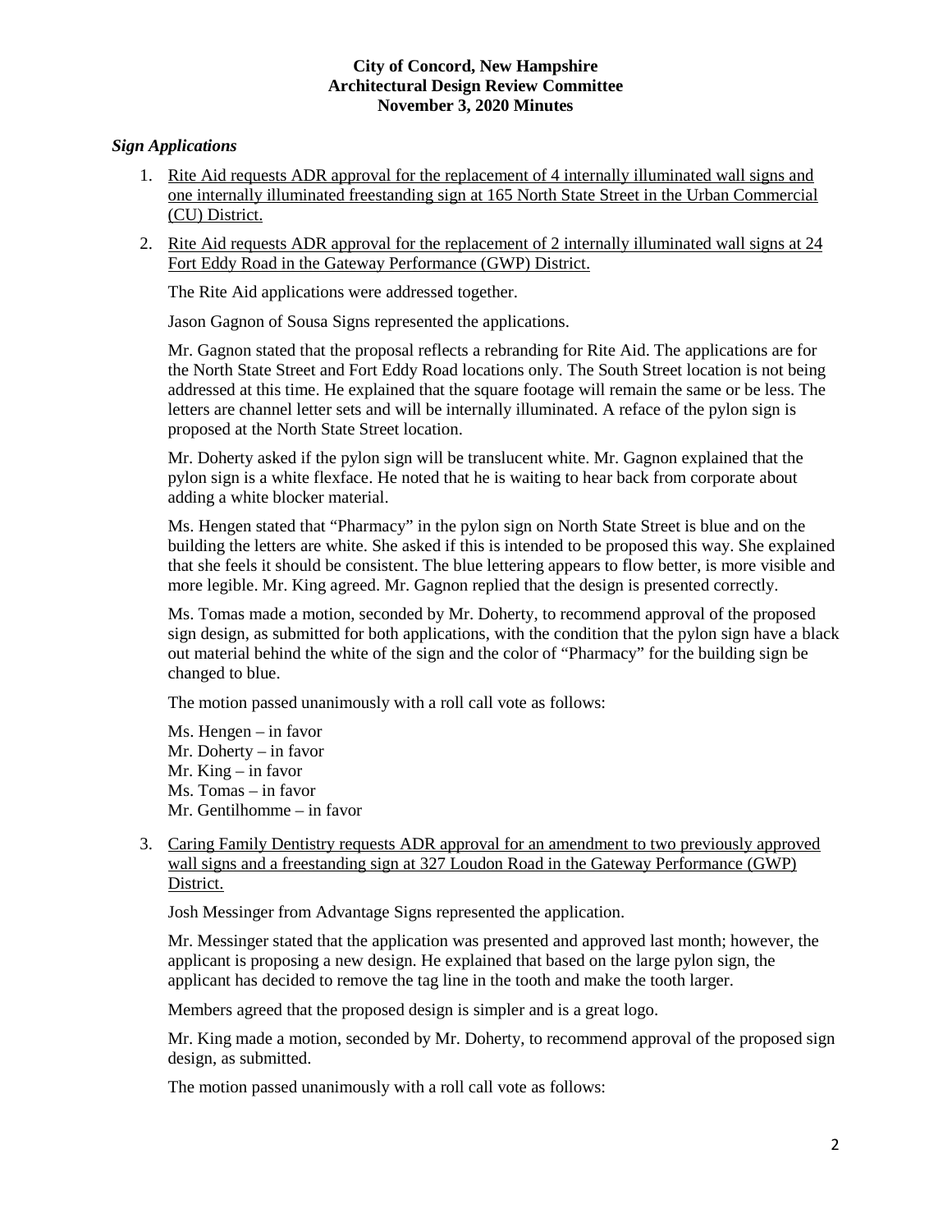**City of Concord, New Hampshire**
**Architectural Design Review Committee**
**November 3, 2020 Minutes**

### *Sign Applications*

1. Rite Aid requests ADR approval for the replacement of 4 internally illuminated wall signs and one internally illuminated freestanding sign at 165 North State Street in the Urban Commercial (CU) District.

2. Fort Eddy Road in the Gateway Performance (GWP) District.

Wait — item 2 reads: Rite Aid requests ADR approval for the replacement of 2 internally illuminated wall signs at 24 Fort Eddy Road in the Gateway Performance (GWP) District.

The Rite Aid applications were addressed together.

Jason Gagnon of Sousa Signs represented the applications.

Mr. Gagnon stated that the proposal reflects a rebranding for Rite Aid. The applications are for the North State Street and Fort Eddy Road locations only. The South Street location is not being addressed at this time. He explained that the square footage will remain the same or be less. The letters are channel letter sets and will be internally illuminated. A reface of the pylon sign is proposed at the North State Street location.

Mr. Doherty asked if the pylon sign will be translucent white. Mr. Gagnon explained that the pylon sign is a white flexface. He noted that he is waiting to hear back from corporate about adding a white blocker material.

Ms. Hengen stated that "Pharmacy" in the pylon sign on North State Street is blue and on the building the letters are white. She asked if this is intended to be proposed this way. She explained that she feels it should be consistent. The blue lettering appears to flow better, is more visible and more legible. Mr. King agreed. Mr. Gagnon replied that the design is presented correctly.

Ms. Tomas made a motion, seconded by Mr. Doherty, to recommend approval of the proposed sign design, as submitted for both applications, with the condition that the pylon sign have a black out material behind the white of the sign and the color of "Pharmacy" for the building sign be changed to blue.

The motion passed unanimously with a roll call vote as follows:

Ms. Hengen – in favor
Mr. Doherty – in favor
Mr. King – in favor
Ms. Tomas – in favor
Mr. Gentilhomme – in favor

3. Caring Family Dentistry requests ADR approval for an amendment to two previously approved wall signs and a freestanding sign at 327 Loudon Road in the Gateway Performance (GWP) District.

Josh Messinger from Advantage Signs represented the application.

Mr. Messinger stated that the application was presented and approved last month; however, the applicant is proposing a new design. He explained that based on the large pylon sign, the applicant has decided to remove the tag line in the tooth and make the tooth larger.

Members agreed that the proposed design is simpler and is a great logo.

Mr. King made a motion, seconded by Mr. Doherty, to recommend approval of the proposed sign design, as submitted.

The motion passed unanimously with a roll call vote as follows: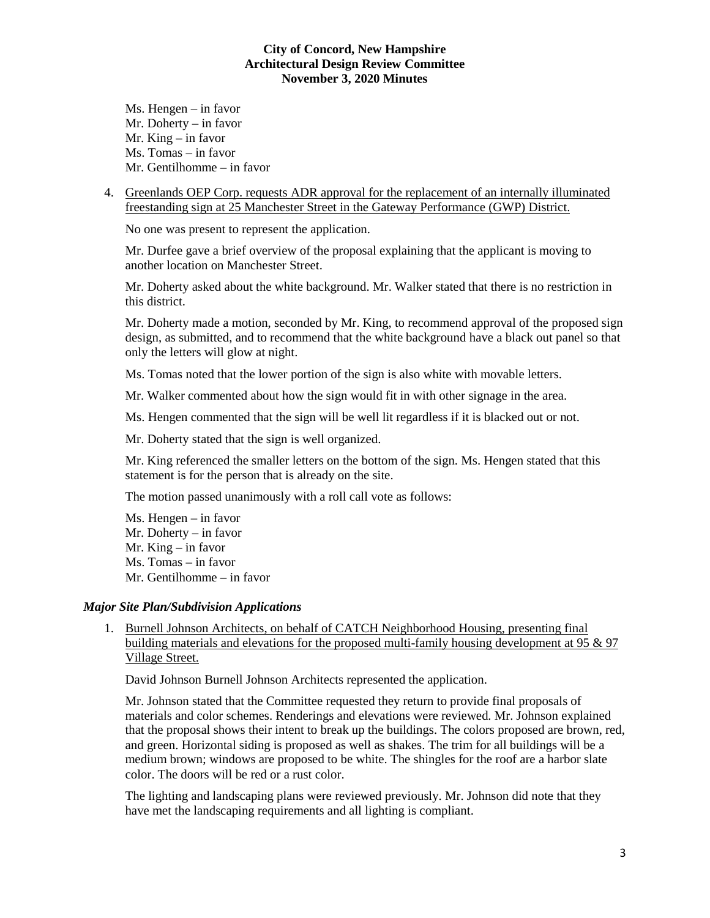Ms. Hengen – in favor
Mr. Doherty – in favor
Mr. King – in favor
Ms. Tomas – in favor
Mr. Gentilhomme – in favor

4. Greenlands OEP Corp. requests ADR approval for the replacement of an internally illuminated freestanding sign at 25 Manchester Street in the Gateway Performance (GWP) District.

   No one was present to represent the application.

   Mr. Durfee gave a brief overview of the proposal explaining that the applicant is moving to another location on Manchester Street.

   Mr. Doherty asked about the white background. Mr. Walker stated that there is no restriction in this district.

   Mr. Doherty made a motion, seconded by Mr. King, to recommend approval of the proposed sign design, as submitted, and to recommend that the white background have a black out panel so that only the letters will glow at night.

   Ms. Tomas noted that the lower portion of the sign is also white with movable letters.

   Mr. Walker commented about how the sign would fit in with other signage in the area.

   Ms. Hengen commented that the sign will be well lit regardless if it is blacked out or not.

   Mr. Doherty stated that the sign is well organized.

   Mr. King referenced the smaller letters on the bottom of the sign. Ms. Hengen stated that this statement is for the person that is already on the site.

   The motion passed unanimously with a roll call vote as follows:

   Ms. Hengen – in favor
   Mr. Doherty – in favor
   Mr. King – in favor
   Ms. Tomas – in favor
   Mr. Gentilhomme – in favor

### *Major Site Plan/Subdivision Applications*

1. Burnell Johnson Architects, on behalf of CATCH Neighborhood Housing, presenting final building materials and elevations for the proposed multi-family housing development at 95 & 97 Village Street.

   David Johnson Burnell Johnson Architects represented the application.

   Mr. Johnson stated that the Committee requested they return to provide final proposals of materials and color schemes. Renderings and elevations were reviewed. Mr. Johnson explained that the proposal shows their intent to break up the buildings. The colors proposed are brown, red, and green. Horizontal siding is proposed as well as shakes. The trim for all buildings will be a medium brown; windows are proposed to be white. The shingles for the roof are a harbor slate color. The doors will be red or a rust color.

   The lighting and landscaping plans were reviewed previously. Mr. Johnson did note that they have met the landscaping requirements and all lighting is compliant.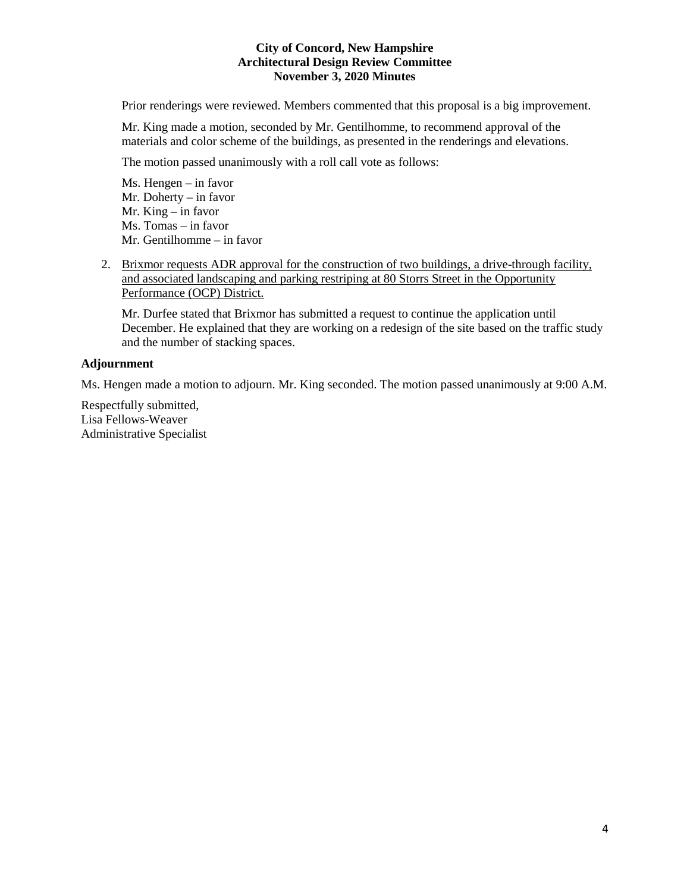Prior renderings were reviewed. Members commented that this proposal is a big improvement.

Mr. King made a motion, seconded by Mr. Gentilhomme, to recommend approval of the materials and color scheme of the buildings, as presented in the renderings and elevations.

The motion passed unanimously with a roll call vote as follows:

Ms. Hengen – in favor
Mr. Doherty – in favor
Mr. King – in favor
Ms. Tomas – in favor
Mr. Gentilhomme – in favor

2. Brixmor requests ADR approval for the construction of two buildings, a drive-through facility, and associated landscaping and parking restriping at 80 Storrs Street in the Opportunity Performance (OCP) District.

   Mr. Durfee stated that Brixmor has submitted a request to continue the application until December. He explained that they are working on a redesign of the site based on the traffic study and the number of stacking spaces.

**Adjournment**

Ms. Hengen made a motion to adjourn. Mr. King seconded. The motion passed unanimously at 9:00 A.M.

Respectfully submitted,
Lisa Fellows-Weaver
Administrative Specialist